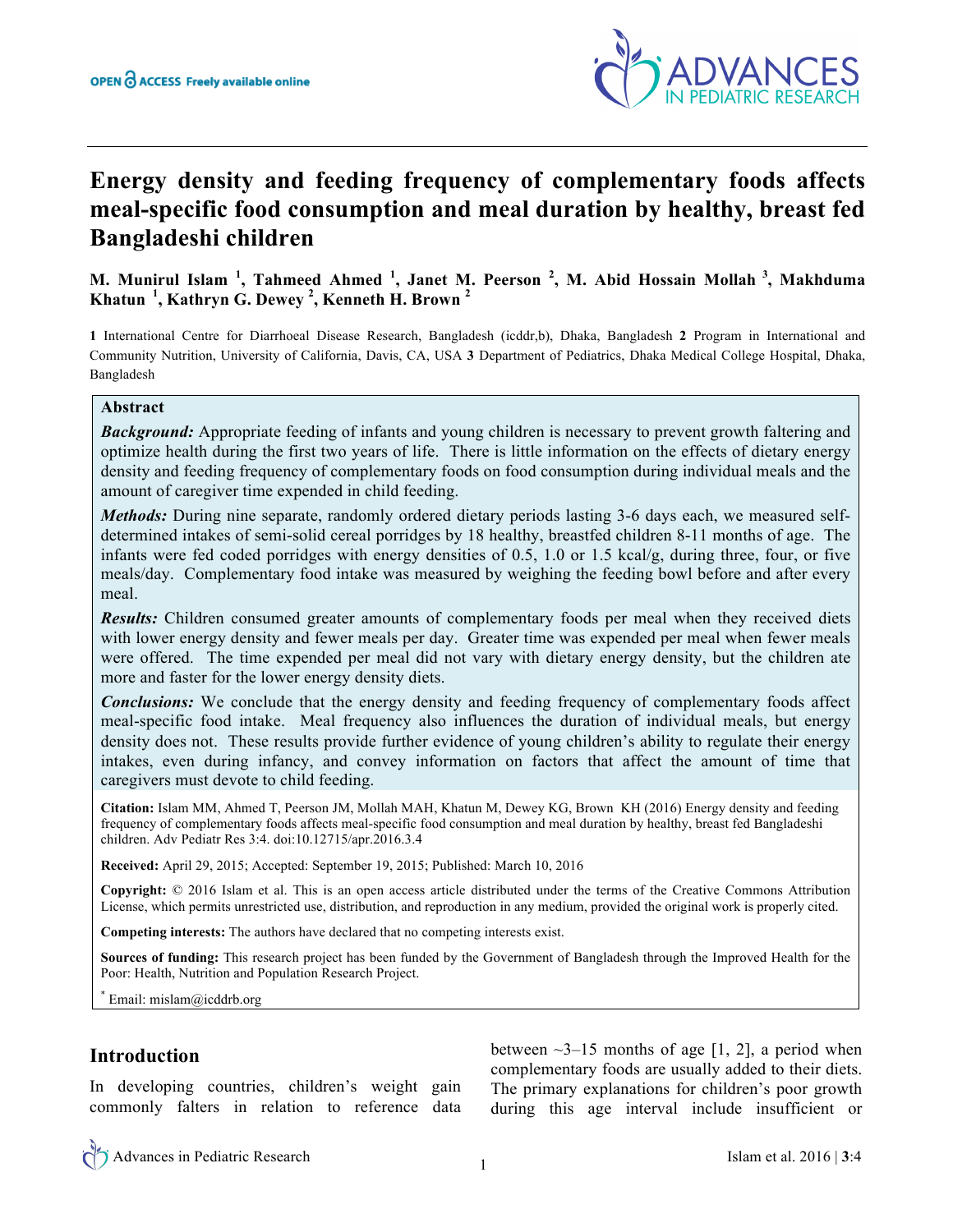OPEN ACCESS Freely available online

# Energy density and feeding frequency of complementary foods affects meal-specific food consumption and meal duration by healthy, breast fed Bangladeshi children

**M. Munirul Islam [1], Tahmeed Ahmed [1], Janet M. Peerson [2], M. Abid Hossain Mollah [3], Makhduma Khatun [1], Kathryn G. Dewey [2], Kenneth H. Brown [2]**

**1** International Centre for Diarrhoeal Disease Research, Bangladesh (icddr,b), Dhaka, Bangladesh **2** Program in International and Community Nutrition, University of California, Davis, CA, USA **3** Department of Pediatrics, Dhaka Medical College Hospital, Dhaka, Bangladesh

## Abstract

***Background:*** Appropriate feeding of infants and young children is necessary to prevent growth faltering and optimize health during the first two years of life. There is little information on the effects of dietary energy density and feeding frequency of complementary foods on food consumption during individual meals and the amount of caregiver time expended in child feeding.

***Methods:*** During nine separate, randomly ordered dietary periods lasting 3-6 days each, we measured self-determined intakes of semi-solid cereal porridges by 18 healthy, breastfed children 8-11 months of age. The infants were fed coded porridges with energy densities of 0.5, 1.0 or 1.5 kcal/g, during three, four, or five meals/day. Complementary food intake was measured by weighing the feeding bowl before and after every meal.

***Results:*** Children consumed greater amounts of complementary foods per meal when they received diets with lower energy density and fewer meals per day. Greater time was expended per meal when fewer meals were offered. The time expended per meal did not vary with dietary energy density, but the children ate more and faster for the lower energy density diets.

***Conclusions:*** We conclude that the energy density and feeding frequency of complementary foods affect meal-specific food intake. Meal frequency also influences the duration of individual meals, but energy density does not. These results provide further evidence of young children's ability to regulate their energy intakes, even during infancy, and convey information on factors that affect the amount of time that caregivers must devote to child feeding.

**Citation:** Islam MM, Ahmed T, Peerson JM, Mollah MAH, Khatun M, Dewey KG, Brown KH (2016) Energy density and feeding frequency of complementary foods affects meal-specific food consumption and meal duration by healthy, breast fed Bangladeshi children. Adv Pediatr Res 3:4. doi:10.12715/apr.2016.3.4

**Received:** April 29, 2015; Accepted: September 19, 2015; Published: March 10, 2016

**Copyright:** © 2016 Islam et al. This is an open access article distributed under the terms of the Creative Commons Attribution License, which permits unrestricted use, distribution, and reproduction in any medium, provided the original work is properly cited.

**Competing interests:** The authors have declared that no competing interests exist.

**Sources of funding:** This research project has been funded by the Government of Bangladesh through the Improved Health for the Poor: Health, Nutrition and Population Research Project.

[*] Email: mislam@icddrb.org

## Introduction

In developing countries, children's weight gain commonly falters in relation to reference data between ~3–15 months of age [1, 2], a period when complementary foods are usually added to their diets. The primary explanations for children's poor growth during this age interval include insufficient or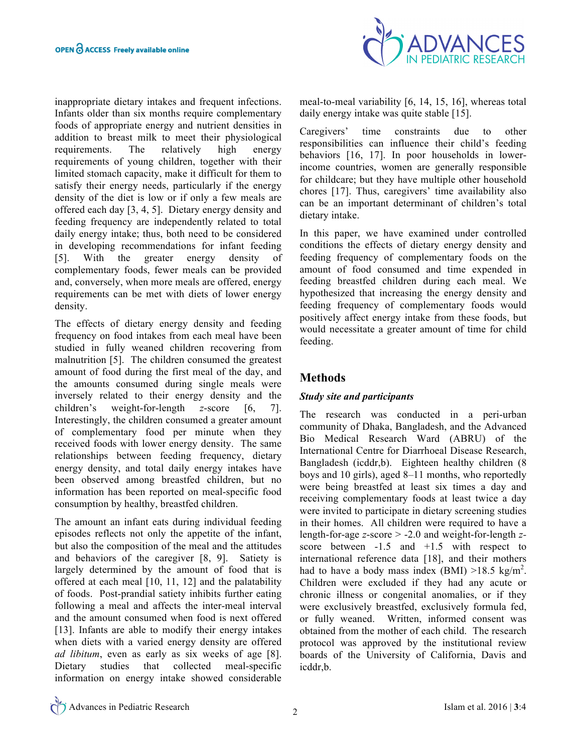inappropriate dietary intakes and frequent infections. Infants older than six months require complementary foods of appropriate energy and nutrient densities in addition to breast milk to meet their physiological requirements. The relatively high energy requirements of young children, together with their limited stomach capacity, make it difficult for them to satisfy their energy needs, particularly if the energy density of the diet is low or if only a few meals are offered each day [3, 4, 5]. Dietary energy density and feeding frequency are independently related to total daily energy intake; thus, both need to be considered in developing recommendations for infant feeding [5]. With the greater energy density of complementary foods, fewer meals can be provided and, conversely, when more meals are offered, energy requirements can be met with diets of lower energy density.

The effects of dietary energy density and feeding frequency on food intakes from each meal have been studied in fully weaned children recovering from malnutrition [5]. The children consumed the greatest amount of food during the first meal of the day, and the amounts consumed during single meals were inversely related to their energy density and the children's weight-for-length *z*-score [6, 7]. Interestingly, the children consumed a greater amount of complementary food per minute when they received foods with lower energy density. The same relationships between feeding frequency, dietary energy density, and total daily energy intakes have been observed among breastfed children, but no information has been reported on meal-specific food consumption by healthy, breastfed children.

The amount an infant eats during individual feeding episodes reflects not only the appetite of the infant, but also the composition of the meal and the attitudes and behaviors of the caregiver [8, 9]. Satiety is largely determined by the amount of food that is offered at each meal [10, 11, 12] and the palatability of foods. Post-prandial satiety inhibits further eating following a meal and affects the inter-meal interval and the amount consumed when food is next offered [13]. Infants are able to modify their energy intakes when diets with a varied energy density are offered *ad libitum*, even as early as six weeks of age [8]. Dietary studies that collected meal-specific information on energy intake showed considerable meal-to-meal variability [6, 14, 15, 16], whereas total daily energy intake was quite stable [15].

Caregivers' time constraints due to other responsibilities can influence their child's feeding behaviors [16, 17]. In poor households in lower-income countries, women are generally responsible for childcare; but they have multiple other household chores [17]. Thus, caregivers' time availability also can be an important determinant of children's total dietary intake.

In this paper, we have examined under controlled conditions the effects of dietary energy density and feeding frequency of complementary foods on the amount of food consumed and time expended in feeding breastfed children during each meal. We hypothesized that increasing the energy density and feeding frequency of complementary foods would positively affect energy intake from these foods, but would necessitate a greater amount of time for child feeding.

## Methods

### *Study site and participants*

The research was conducted in a peri-urban community of Dhaka, Bangladesh, and the Advanced Bio Medical Research Ward (ABRU) of the International Centre for Diarrhoeal Disease Research, Bangladesh (icddr,b). Eighteen healthy children (8 boys and 10 girls), aged 8–11 months, who reportedly were being breastfed at least six times a day and receiving complementary foods at least twice a day were invited to participate in dietary screening studies in their homes. All children were required to have a length-for-age *z*-score > -2.0 and weight-for-length *z*-score between -1.5 and +1.5 with respect to international reference data [18], and their mothers had to have a body mass index (BMI) >18.5 kg/m$^2$. Children were excluded if they had any acute or chronic illness or congenital anomalies, or if they were exclusively breastfed, exclusively formula fed, or fully weaned. Written, informed consent was obtained from the mother of each child. The research protocol was approved by the institutional review boards of the University of California, Davis and icddr,b.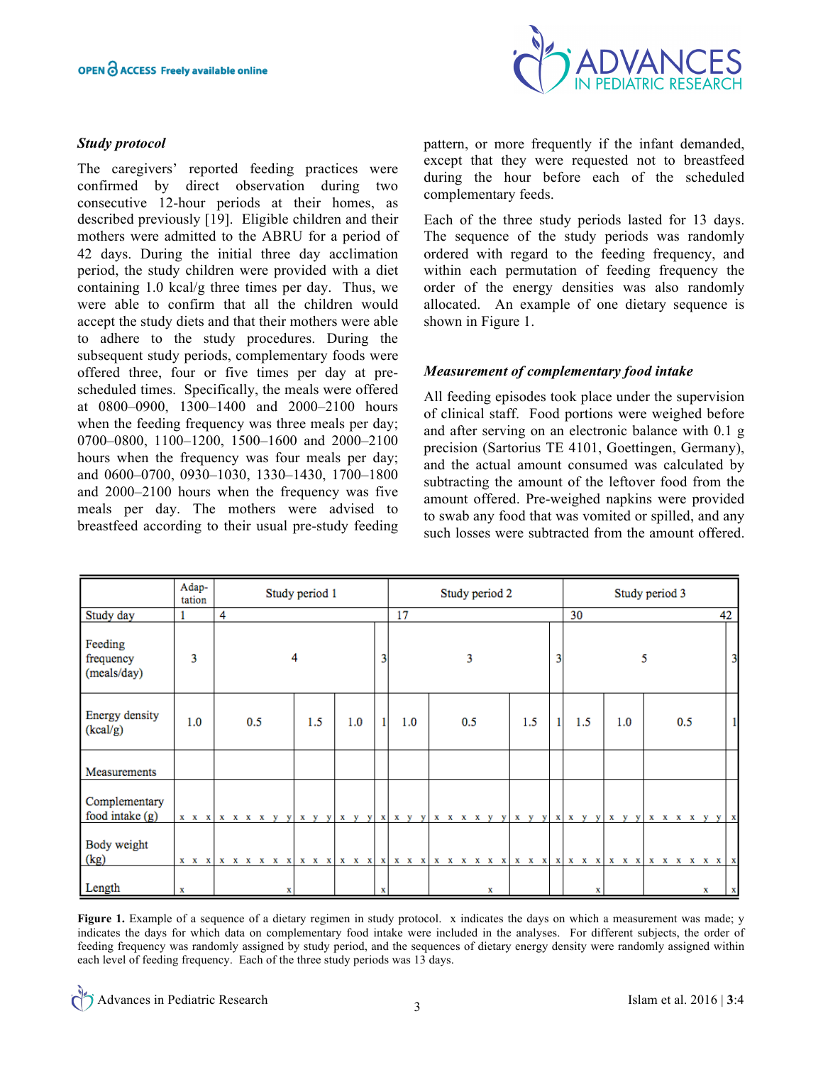### *Study protocol*

The caregivers' reported feeding practices were confirmed by direct observation during two consecutive 12-hour periods at their homes, as described previously [19]. Eligible children and their mothers were admitted to the ABRU for a period of 42 days. During the initial three day acclimation period, the study children were provided with a diet containing 1.0 kcal/g three times per day. Thus, we were able to confirm that all the children would accept the study diets and that their mothers were able to adhere to the study procedures. During the subsequent study periods, complementary foods were offered three, four or five times per day at pre-scheduled times. Specifically, the meals were offered at 0800–0900, 1300–1400 and 2000–2100 hours when the feeding frequency was three meals per day; 0700–0800, 1100–1200, 1500–1600 and 2000–2100 hours when the frequency was four meals per day; and 0600–0700, 0930–1030, 1330–1430, 1700–1800 and 2000–2100 hours when the frequency was five meals per day. The mothers were advised to breastfeed according to their usual pre-study feeding pattern, or more frequently if the infant demanded, except that they were requested not to breastfeed during the hour before each of the scheduled complementary feeds.

Each of the three study periods lasted for 13 days. The sequence of the study periods was randomly ordered with regard to the feeding frequency, and within each permutation of feeding frequency the order of the energy densities was also randomly allocated. An example of one dietary sequence is shown in Figure 1.

### *Measurement of complementary food intake*

All feeding episodes took place under the supervision of clinical staff. Food portions were weighed before and after serving on an electronic balance with 0.1 g precision (Sartorius TE 4101, Goettingen, Germany), and the actual amount consumed was calculated by subtracting the amount of the leftover food from the amount offered. Pre-weighed napkins were provided to swab any food that was vomited or spilled, and any such losses were subtracted from the amount offered.

| | Adaptation | Study period 1 | | | | Study period 2 | | | | Study period 3 | | | |
|---|---|---|---|---|---|---|---|---|---|---|---|---|---|
| Study day | 1 | 4 | | | | 17 | | | | 30 | | 42 | |
| Feeding frequency (meals/day) | 3 | 4 | | | 3 | 3 | | | 3 | 5 | | | 3 |
| Energy density (kcal/g) | 1.0 | 0.5 | 1.5 | 1.0 | 1 | 1.0 | 0.5 | 1.5 | 1 | 1.5 | 1.0 | 0.5 | 1 |
| Measurements | | | | | | | | | | | | | |
| Complementary food intake (g) | x x x | x x x x y y | x y y | x y y | x | x y y | x x x x y y | x y y | x | x y y | x y y | x x x x y y | x |
| Body weight (kg) | x x x | x x x x x x | x x x | x x x | x | x x x | x x x x x x | x x x | x | x x x | x x x | x x x x x x | x |
| Length | x | x | | | x | | x | | | x | | x | x |

**Figure 1.** Example of a sequence of a dietary regimen in study protocol. x indicates the days on which a measurement was made; y indicates the days for which data on complementary food intake were included in the analyses. For different subjects, the order of feeding frequency was randomly assigned by study period, and the sequences of dietary energy density were randomly assigned within each level of feeding frequency. Each of the three study periods was 13 days.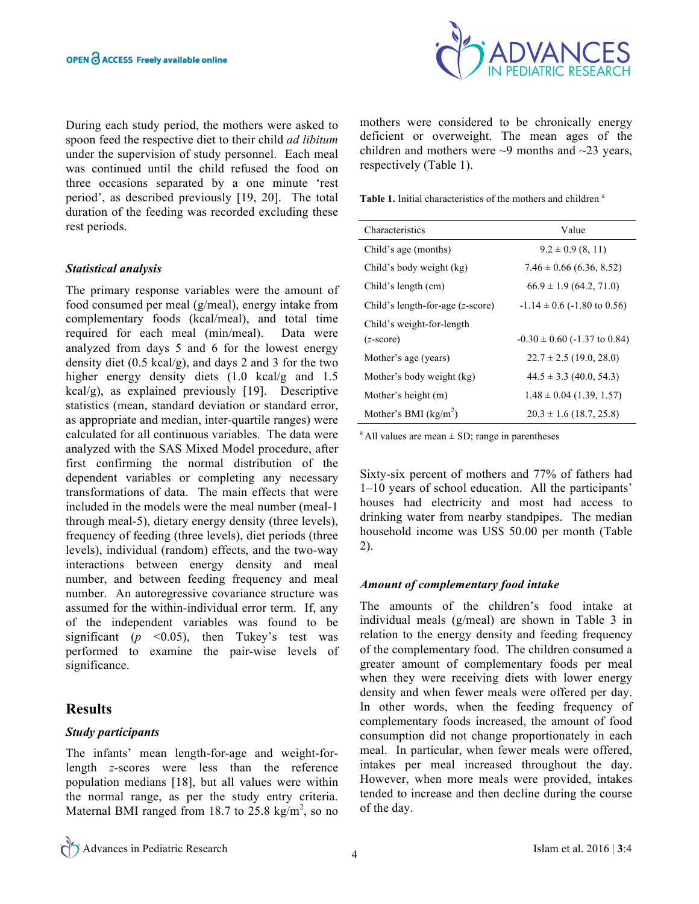During each study period, the mothers were asked to spoon feed the respective diet to their child *ad libitum* under the supervision of study personnel. Each meal was continued until the child refused the food on three occasions separated by a one minute 'rest period', as described previously [19, 20]. The total duration of the feeding was recorded excluding these rest periods.

### *Statistical analysis*

The primary response variables were the amount of food consumed per meal (g/meal), energy intake from complementary foods (kcal/meal), and total time required for each meal (min/meal). Data were analyzed from days 5 and 6 for the lowest energy density diet (0.5 kcal/g), and days 2 and 3 for the two higher energy density diets (1.0 kcal/g and 1.5 kcal/g), as explained previously [19]. Descriptive statistics (mean, standard deviation or standard error, as appropriate and median, inter-quartile ranges) were calculated for all continuous variables. The data were analyzed with the SAS Mixed Model procedure, after first confirming the normal distribution of the dependent variables or completing any necessary transformations of data. The main effects that were included in the models were the meal number (meal-1 through meal-5), dietary energy density (three levels), frequency of feeding (three levels), diet periods (three levels), individual (random) effects, and the two-way interactions between energy density and meal number, and between feeding frequency and meal number. An autoregressive covariance structure was assumed for the within-individual error term. If, any of the independent variables was found to be significant ($p < 0.05$), then Tukey's test was performed to examine the pair-wise levels of significance.

## Results

### *Study participants*

The infants' mean length-for-age and weight-for-length *z*-scores were less than the reference population medians [18], but all values were within the normal range, as per the study entry criteria. Maternal BMI ranged from 18.7 to 25.8 kg/m$^2$, so no mothers were considered to be chronically energy deficient or overweight. The mean ages of the children and mothers were ~9 months and ~23 years, respectively (Table 1).

**Table 1.** Initial characteristics of the mothers and children [a]

| Characteristics | Value |
|---|---|
| Child's age (months) | 9.2 ± 0.9 (8, 11) |
| Child's body weight (kg) | 7.46 ± 0.66 (6.36, 8.52) |
| Child's length (cm) | 66.9 ± 1.9 (64.2, 71.0) |
| Child's length-for-age (*z*-score) | -1.14 ± 0.6 (-1.80 to 0.56) |
| Child's weight-for-length (*z*-score) | -0.30 ± 0.60 (-1.37 to 0.84) |
| Mother's age (years) | 22.7 ± 2.5 (19.0, 28.0) |
| Mother's body weight (kg) | 44.5 ± 3.3 (40.0, 54.3) |
| Mother's height (m) | 1.48 ± 0.04 (1.39, 1.57) |
| Mother's BMI (kg/m$^2$) | 20.3 ± 1.6 (18.7, 25.8) |

[a] All values are mean ± SD; range in parentheses

Sixty-six percent of mothers and 77% of fathers had 1–10 years of school education. All the participants' houses had electricity and most had access to drinking water from nearby standpipes. The median household income was US$ 50.00 per month (Table 2).

### *Amount of complementary food intake*

The amounts of the children's food intake at individual meals (g/meal) are shown in Table 3 in relation to the energy density and feeding frequency of the complementary food. The children consumed a greater amount of complementary foods per meal when they were receiving diets with lower energy density and when fewer meals were offered per day. In other words, when the feeding frequency of complementary foods increased, the amount of food consumption did not change proportionately in each meal. In particular, when fewer meals were offered, intakes per meal increased throughout the day. However, when more meals were provided, intakes tended to increase and then decline during the course of the day.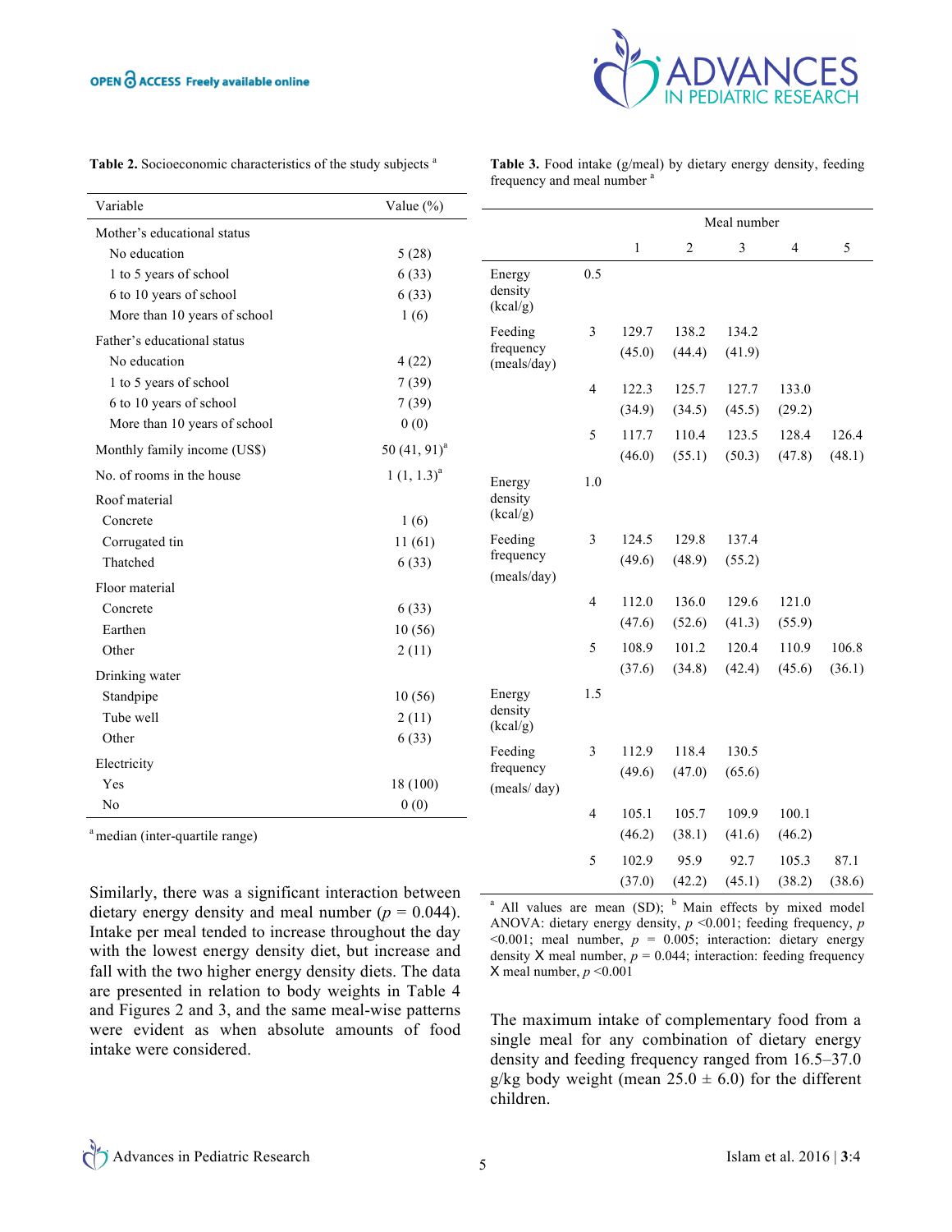**Table 2.** Socioeconomic characteristics of the study subjects [a]

| Variable | Value (%) |
|---|---|
| Mother's educational status | |
| No education | 5 (28) |
| 1 to 5 years of school | 6 (33) |
| 6 to 10 years of school | 6 (33) |
| More than 10 years of school | 1 (6) |
| Father's educational status | |
| No education | 4 (22) |
| 1 to 5 years of school | 7 (39) |
| 6 to 10 years of school | 7 (39) |
| More than 10 years of school | 0 (0) |
| Monthly family income (US$) | 50 (41, 91)[a] |
| No. of rooms in the house | 1 (1, 1.3)[a] |
| Roof material | |
| Concrete | 1 (6) |
| Corrugated tin | 11 (61) |
| Thatched | 6 (33) |
| Floor material | |
| Concrete | 6 (33) |
| Earthen | 10 (56) |
| Other | 2 (11) |
| Drinking water | |
| Standpipe | 10 (56) |
| Tube well | 2 (11) |
| Other | 6 (33) |
| Electricity | |
| Yes | 18 (100) |
| No | 0 (0) |

[a] median (inter-quartile range)

Similarly, there was a significant interaction between dietary energy density and meal number ($p = 0.044$). Intake per meal tended to increase throughout the day with the lowest energy density diet, but increase and fall with the two higher energy density diets. The data are presented in relation to body weights in Table 4 and Figures 2 and 3, and the same meal-wise patterns were evident as when absolute amounts of food intake were considered.

**Table 3.** Food intake (g/meal) by dietary energy density, feeding frequency and meal number [a]

| | | Meal number | | | | |
|---|---|---|---|---|---|---|
| | | 1 | 2 | 3 | 4 | 5 |
| Energy density (kcal/g) | 0.5 | | | | | |
| Feeding frequency (meals/day) | 3 | 129.7 (45.0) | 138.2 (44.4) | 134.2 (41.9) | | |
| | 4 | 122.3 (34.9) | 125.7 (34.5) | 127.7 (45.5) | 133.0 (29.2) | |
| | 5 | 117.7 (46.0) | 110.4 (55.1) | 123.5 (50.3) | 128.4 (47.8) | 126.4 (48.1) |
| Energy density (kcal/g) | 1.0 | | | | | |
| Feeding frequency (meals/day) | 3 | 124.5 (49.6) | 129.8 (48.9) | 137.4 (55.2) | | |
| | 4 | 112.0 (47.6) | 136.0 (52.6) | 129.6 (41.3) | 121.0 (55.9) | |
| | 5 | 108.9 (37.6) | 101.2 (34.8) | 120.4 (42.4) | 110.9 (45.6) | 106.8 (36.1) |
| Energy density (kcal/g) | 1.5 | | | | | |
| Feeding frequency (meals/ day) | 3 | 112.9 (49.6) | 118.4 (47.0) | 130.5 (65.6) | | |
| | 4 | 105.1 (46.2) | 105.7 (38.1) | 109.9 (41.6) | 100.1 (46.2) | |
| | 5 | 102.9 (37.0) | 95.9 (42.2) | 92.7 (45.1) | 105.3 (38.2) | 87.1 (38.6) |

[a] All values are mean (SD); [b] Main effects by mixed model ANOVA: dietary energy density, $p < 0.001$; feeding frequency, $p < 0.001$; meal number, $p = 0.005$; interaction: dietary energy density X meal number, $p = 0.044$; interaction: feeding frequency X meal number, $p < 0.001$

The maximum intake of complementary food from a single meal for any combination of dietary energy density and feeding frequency ranged from 16.5–37.0 g/kg body weight (mean 25.0 ± 6.0) for the different children.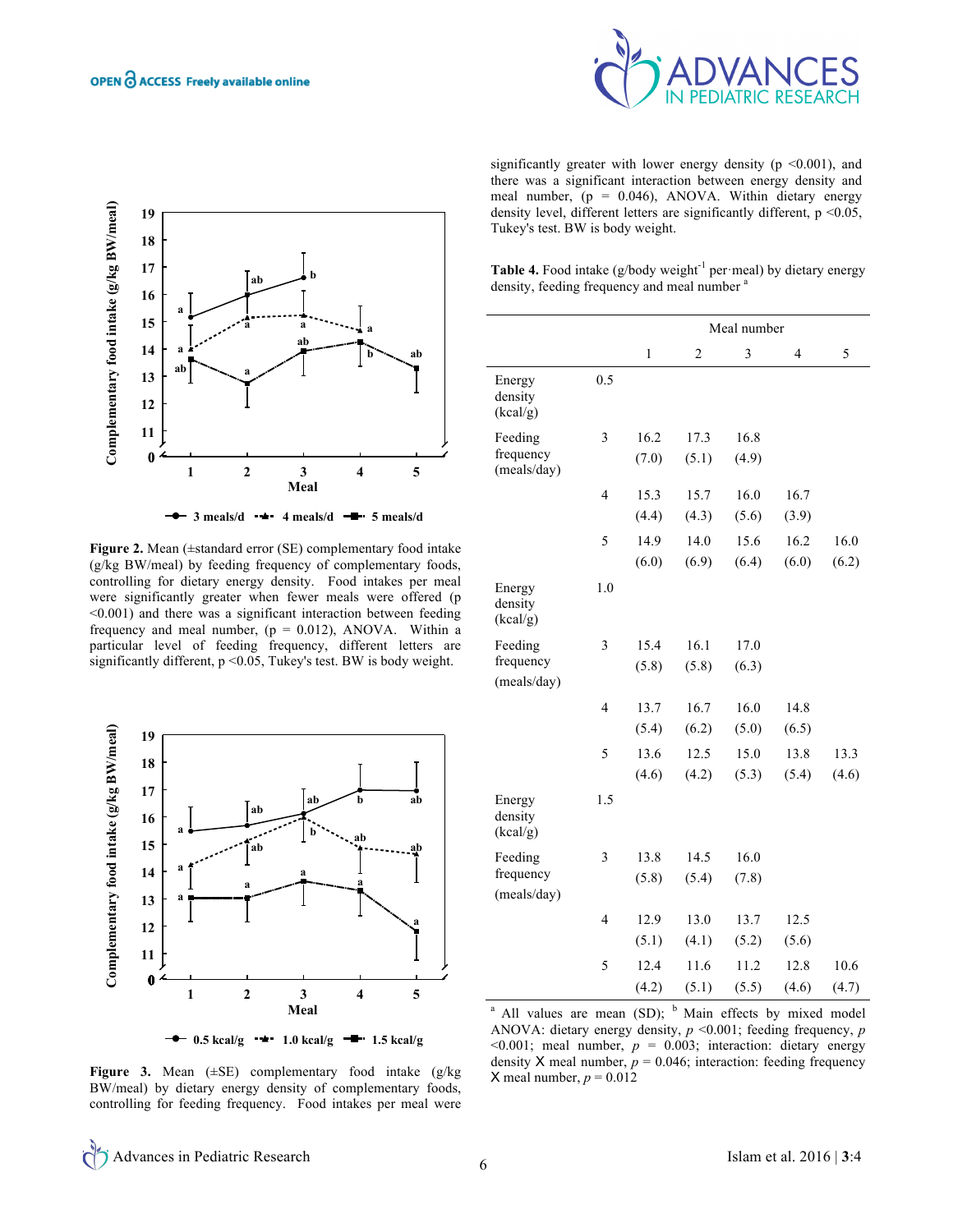Figure 2. Mean (±standard error (SE) complementary food intake (g/kg BW/meal) by feeding frequency of complementary foods, controlling for dietary energy density. Food intakes per meal were significantly greater when fewer meals were offered ($p < 0.001$) and there was a significant interaction between feeding frequency and meal number, ($p = 0.012$), ANOVA. Within a particular level of feeding frequency, different letters are significantly different, $p < 0.05$, Tukey's test. BW is body weight.

Figure 3. Mean (±SE) complementary food intake (g/kg BW/meal) by dietary energy density of complementary foods, controlling for feeding frequency. Food intakes per meal were significantly greater with lower energy density ($p < 0.001$), and there was a significant interaction between energy density and meal number, ($p = 0.046$), ANOVA. Within dietary energy density level, different letters are significantly different, $p < 0.05$, Tukey's test. BW is body weight.

**Table 4.** Food intake (g/body weight$^{-1}$ per·meal) by dietary energy density, feeding frequency and meal number [a]

| | | Meal number | | | | |
|---|---|---|---|---|---|---|
| | | 1 | 2 | 3 | 4 | 5 |
| Energy density (kcal/g) | 0.5 | | | | | |
| Feeding frequency (meals/day) | 3 | 16.2 (7.0) | 17.3 (5.1) | 16.8 (4.9) | | |
| | 4 | 15.3 (4.4) | 15.7 (4.3) | 16.0 (5.6) | 16.7 (3.9) | |
| | 5 | 14.9 (6.0) | 14.0 (6.9) | 15.6 (6.4) | 16.2 (6.0) | 16.0 (6.2) |
| Energy density (kcal/g) | 1.0 | | | | | |
| Feeding frequency (meals/day) | 3 | 15.4 (5.8) | 16.1 (5.8) | 17.0 (6.3) | | |
| | 4 | 13.7 (5.4) | 16.7 (6.2) | 16.0 (5.0) | 14.8 (6.5) | |
| | 5 | 13.6 (4.6) | 12.5 (4.2) | 15.0 (5.3) | 13.8 (5.4) | 13.3 (4.6) |
| Energy density (kcal/g) | 1.5 | | | | | |
| Feeding frequency (meals/day) | 3 | 13.8 (5.8) | 14.5 (5.4) | 16.0 (7.8) | | |
| | 4 | 12.9 (5.1) | 13.0 (4.1) | 13.7 (5.2) | 12.5 (5.6) | |
| | 5 | 12.4 (4.2) | 11.6 (5.1) | 11.2 (5.5) | 12.8 (4.6) | 10.6 (4.7) |

[a] All values are mean (SD); [b] Main effects by mixed model ANOVA: dietary energy density, $p < 0.001$; feeding frequency, $p < 0.001$; meal number, $p = 0.003$; interaction: dietary energy density X meal number, $p = 0.046$; interaction: feeding frequency X meal number, $p = 0.012$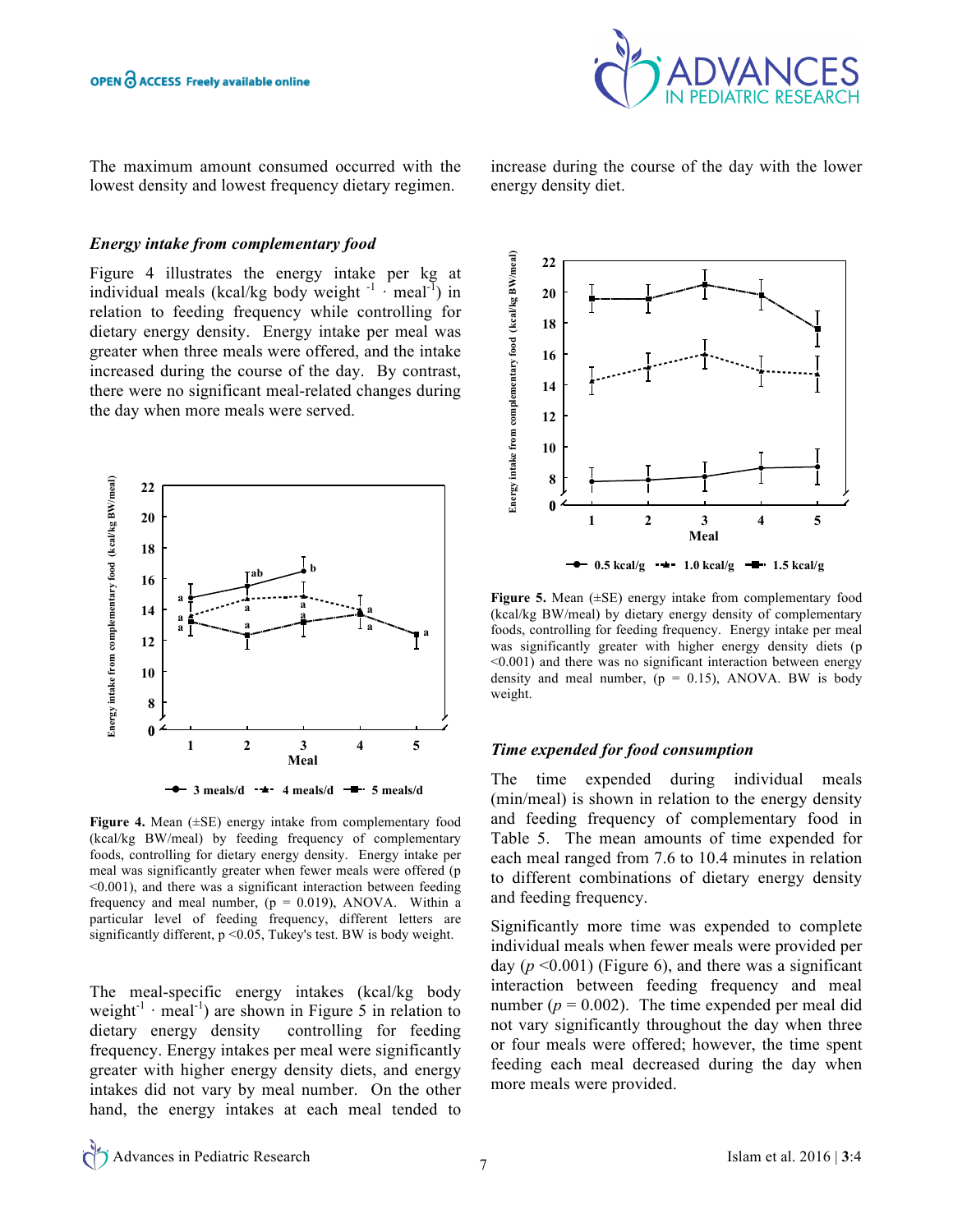The maximum amount consumed occurred with the lowest density and lowest frequency dietary regimen.

### *Energy intake from complementary food*

Figure 4 illustrates the energy intake per kg at individual meals (kcal/kg body weight $^{-1}$ · meal$^{-1}$) in relation to feeding frequency while controlling for dietary energy density. Energy intake per meal was greater when three meals were offered, and the intake increased during the course of the day. By contrast, there were no significant meal-related changes during the day when more meals were served.

**Figure 4.** Mean (±SE) energy intake from complementary food (kcal/kg BW/meal) by feeding frequency of complementary foods, controlling for dietary energy density. Energy intake per meal was significantly greater when fewer meals were offered ($p < 0.001$), and there was a significant interaction between feeding frequency and meal number, ($p = 0.019$), ANOVA. Within a particular level of feeding frequency, different letters are significantly different, $p < 0.05$, Tukey's test. BW is body weight.

The meal-specific energy intakes (kcal/kg body weight$^{-1}$ · meal$^{-1}$) are shown in Figure 5 in relation to dietary energy density controlling for feeding frequency. Energy intakes per meal were significantly greater with higher energy density diets, and energy intakes did not vary by meal number. On the other hand, the energy intakes at each meal tended to increase during the course of the day with the lower energy density diet.

**Figure 5.** Mean (±SE) energy intake from complementary food (kcal/kg BW/meal) by dietary energy density of complementary foods, controlling for feeding frequency. Energy intake per meal was significantly greater with higher energy density diets ($p < 0.001$) and there was no significant interaction between energy density and meal number, ($p = 0.15$), ANOVA. BW is body weight.

### *Time expended for food consumption*

The time expended during individual meals (min/meal) is shown in relation to the energy density and feeding frequency of complementary food in Table 5. The mean amounts of time expended for each meal ranged from 7.6 to 10.4 minutes in relation to different combinations of dietary energy density and feeding frequency.

Significantly more time was expended to complete individual meals when fewer meals were provided per day ($p < 0.001$) (Figure 6), and there was a significant interaction between feeding frequency and meal number ($p = 0.002$). The time expended per meal did not vary significantly throughout the day when three or four meals were offered; however, the time spent feeding each meal decreased during the day when more meals were provided.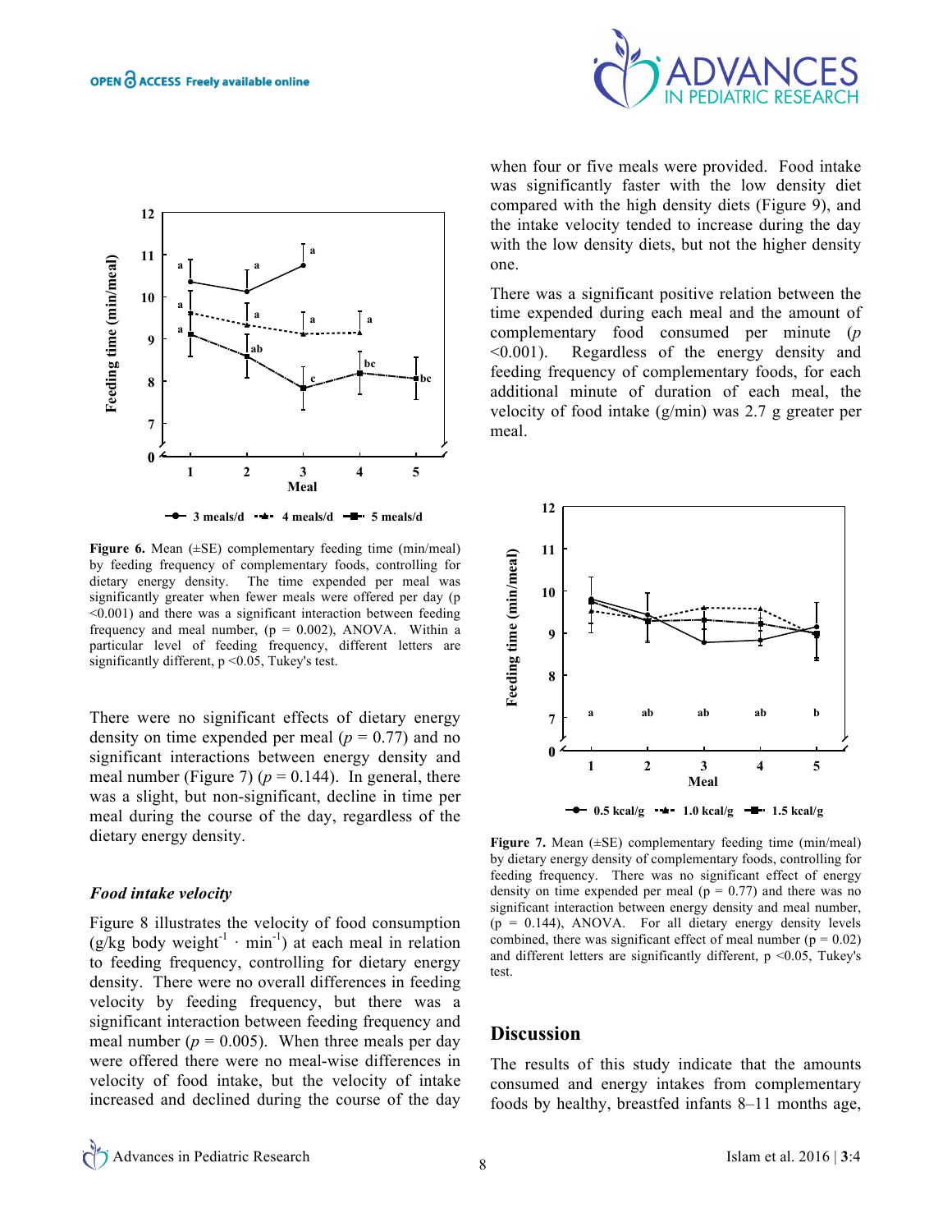**Figure 6.** Mean (±SE) complementary feeding time (min/meal) by feeding frequency of complementary foods, controlling for dietary energy density. The time expended per meal was significantly greater when fewer meals were offered per day ($p < 0.001$) and there was a significant interaction between feeding frequency and meal number, ($p = 0.002$), ANOVA. Within a particular level of feeding frequency, different letters are significantly different, $p < 0.05$, Tukey's test.

There were no significant effects of dietary energy density on time expended per meal ($p = 0.77$) and no significant interactions between energy density and meal number (Figure 7) ($p = 0.144$). In general, there was a slight, but non-significant, decline in time per meal during the course of the day, regardless of the dietary energy density.

### *Food intake velocity*

Figure 8 illustrates the velocity of food consumption (g/kg body weight$^{-1}$ · min$^{-1}$) at each meal in relation to feeding frequency, controlling for dietary energy density. There were no overall differences in feeding velocity by feeding frequency, but there was a significant interaction between feeding frequency and meal number ($p = 0.005$). When three meals per day were offered there were no meal-wise differences in velocity of food intake, but the velocity of intake increased and declined during the course of the day when four or five meals were provided. Food intake was significantly faster with the low density diet compared with the high density diets (Figure 9), and the intake velocity tended to increase during the day with the low density diets, but not the higher density one.

There was a significant positive relation between the time expended during each meal and the amount of complementary food consumed per minute ($p < 0.001$). Regardless of the energy density and feeding frequency of complementary foods, for each additional minute of duration of each meal, the velocity of food intake (g/min) was 2.7 g greater per meal.

**Figure 7.** Mean (±SE) complementary feeding time (min/meal) by dietary energy density of complementary foods, controlling for feeding frequency. There was no significant effect of energy density on time expended per meal ($p = 0.77$) and there was no significant interaction between energy density and meal number, ($p = 0.144$), ANOVA. For all dietary energy density levels combined, there was significant effect of meal number ($p = 0.02$) and different letters are significantly different, $p < 0.05$, Tukey's test.

## Discussion

The results of this study indicate that the amounts consumed and energy intakes from complementary foods by healthy, breastfed infants 8–11 months age,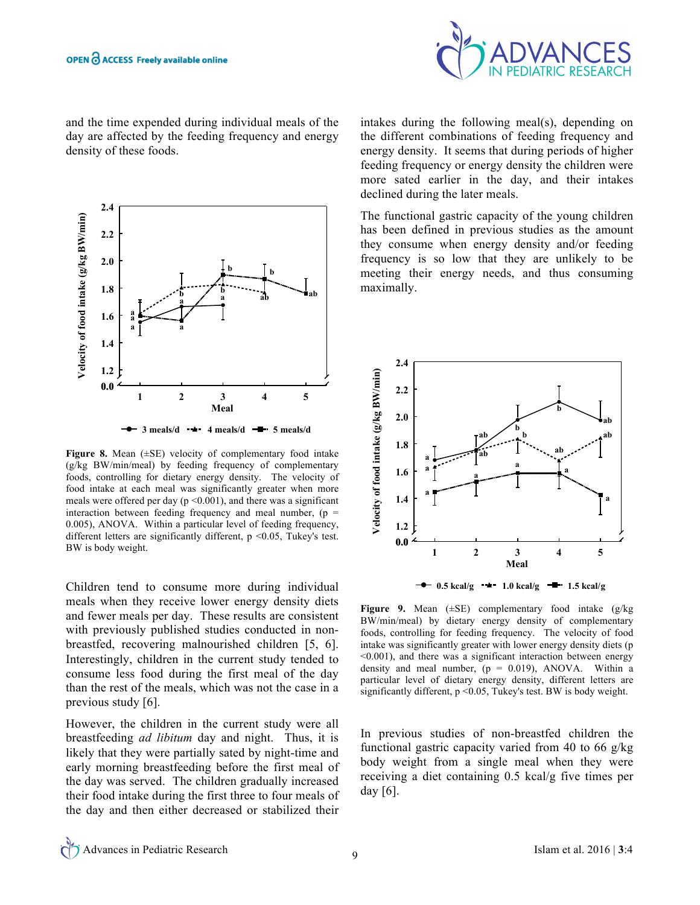and the time expended during individual meals of the day are affected by the feeding frequency and energy density of these foods.

**Figure 8.** Mean (±SE) velocity of complementary food intake (g/kg BW/min/meal) by feeding frequency of complementary foods, controlling for dietary energy density. The velocity of food intake at each meal was significantly greater when more meals were offered per day ($p < 0.001$), and there was a significant interaction between feeding frequency and meal number, ($p = 0.005$), ANOVA. Within a particular level of feeding frequency, different letters are significantly different, $p < 0.05$, Tukey's test. BW is body weight.

Children tend to consume more during individual meals when they receive lower energy density diets and fewer meals per day. These results are consistent with previously published studies conducted in non-breastfed, recovering malnourished children [5, 6]. Interestingly, children in the current study tended to consume less food during the first meal of the day than the rest of the meals, which was not the case in a previous study [6].

However, the children in the current study were all breastfeeding *ad libitum* day and night. Thus, it is likely that they were partially sated by night-time and early morning breastfeeding before the first meal of the day was served. The children gradually increased their food intake during the first three to four meals of the day and then either decreased or stabilized their intakes during the following meal(s), depending on the different combinations of feeding frequency and energy density. It seems that during periods of higher feeding frequency or energy density the children were more sated earlier in the day, and their intakes declined during the later meals.

The functional gastric capacity of the young children has been defined in previous studies as the amount they consume when energy density and/or feeding frequency is so low that they are unlikely to be meeting their energy needs, and thus consuming maximally.

**Figure 9.** Mean (±SE) complementary food intake (g/kg BW/min/meal) by dietary energy density of complementary foods, controlling for feeding frequency. The velocity of food intake was significantly greater with lower energy density diets ($p < 0.001$), and there was a significant interaction between energy density and meal number, ($p = 0.019$), ANOVA. Within a particular level of dietary energy density, different letters are significantly different, $p < 0.05$, Tukey's test. BW is body weight.

In previous studies of non-breastfed children the functional gastric capacity varied from 40 to 66 g/kg body weight from a single meal when they were receiving a diet containing 0.5 kcal/g five times per day [6].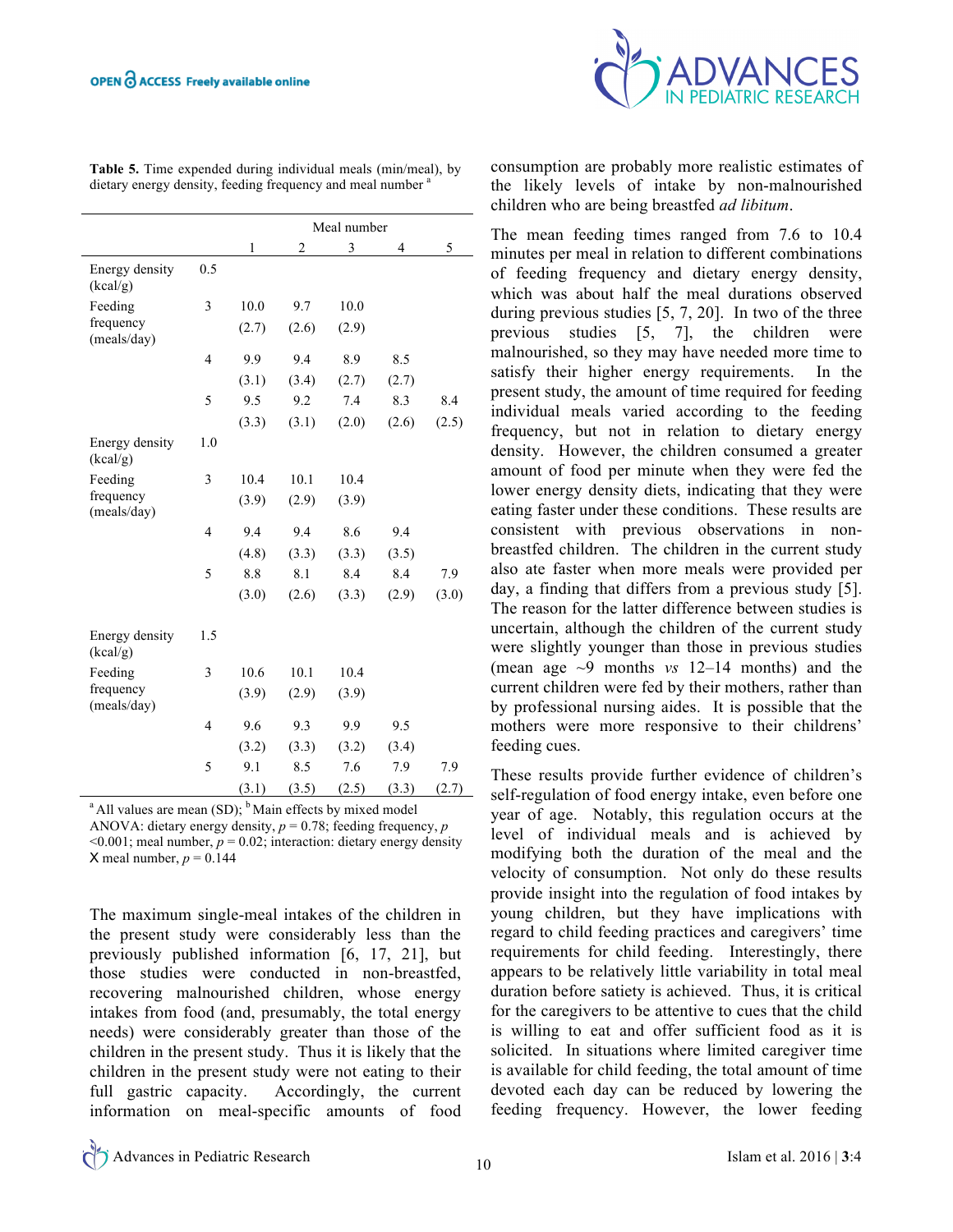**Table 5.** Time expended during individual meals (min/meal), by dietary energy density, feeding frequency and meal number [a]

| | | Meal number | | | | |
|---|---|---|---|---|---|---|
| | | 1 | 2 | 3 | 4 | 5 |
| Energy density (kcal/g) | 0.5 | | | | | |
| Feeding frequency (meals/day) | 3 | 10.0 (2.7) | 9.7 (2.6) | 10.0 (2.9) | | |
| | 4 | 9.9 (3.1) | 9.4 (3.4) | 8.9 (2.7) | 8.5 (2.7) | |
| | 5 | 9.5 (3.3) | 9.2 (3.1) | 7.4 (2.0) | 8.3 (2.6) | 8.4 (2.5) |
| Energy density (kcal/g) | 1.0 | | | | | |
| Feeding frequency (meals/day) | 3 | 10.4 (3.9) | 10.1 (2.9) | 10.4 (3.9) | | |
| | 4 | 9.4 (4.8) | 9.4 (3.3) | 8.6 (3.3) | 9.4 (3.5) | |
| | 5 | 8.8 (3.0) | 8.1 (2.6) | 8.4 (3.3) | 8.4 (2.9) | 7.9 (3.0) |
| Energy density (kcal/g) | 1.5 | | | | | |
| Feeding frequency (meals/day) | 3 | 10.6 (3.9) | 10.1 (2.9) | 10.4 (3.9) | | |
| | 4 | 9.6 (3.2) | 9.3 (3.3) | 9.9 (3.2) | 9.5 (3.4) | |
| | 5 | 9.1 (3.1) | 8.5 (3.5) | 7.6 (2.5) | 7.9 (3.3) | 7.9 (2.7) |

[a] All values are mean (SD); [b] Main effects by mixed model ANOVA: dietary energy density, $p = 0.78$; feeding frequency, $p < 0.001$; meal number, $p = 0.02$; interaction: dietary energy density X meal number, $p = 0.144$

The maximum single-meal intakes of the children in the present study were considerably less than the previously published information [6, 17, 21], but those studies were conducted in non-breastfed, recovering malnourished children, whose energy intakes from food (and, presumably, the total energy needs) were considerably greater than those of the children in the present study. Thus it is likely that the children in the present study were not eating to their full gastric capacity. Accordingly, the current information on meal-specific amounts of food consumption are probably more realistic estimates of the likely levels of intake by non-malnourished children who are being breastfed *ad libitum*.

The mean feeding times ranged from 7.6 to 10.4 minutes per meal in relation to different combinations of feeding frequency and dietary energy density, which was about half the meal durations observed during previous studies [5, 7, 20]. In two of the three previous studies [5, 7], the children were malnourished, so they may have needed more time to satisfy their higher energy requirements. In the present study, the amount of time required for feeding individual meals varied according to the feeding frequency, but not in relation to dietary energy density. However, the children consumed a greater amount of food per minute when they were fed the lower energy density diets, indicating that they were eating faster under these conditions. These results are consistent with previous observations in non-breastfed children. The children in the current study also ate faster when more meals were provided per day, a finding that differs from a previous study [5]. The reason for the latter difference between studies is uncertain, although the children of the current study were slightly younger than those in previous studies (mean age ~9 months *vs* 12–14 months) and the current children were fed by their mothers, rather than by professional nursing aides. It is possible that the mothers were more responsive to their childrens' feeding cues.

These results provide further evidence of children's self-regulation of food energy intake, even before one year of age. Notably, this regulation occurs at the level of individual meals and is achieved by modifying both the duration of the meal and the velocity of consumption. Not only do these results provide insight into the regulation of food intakes by young children, but they have implications with regard to child feeding practices and caregivers' time requirements for child feeding. Interestingly, there appears to be relatively little variability in total meal duration before satiety is achieved. Thus, it is critical for the caregivers to be attentive to cues that the child is willing to eat and offer sufficient food as it is solicited. In situations where limited caregiver time is available for child feeding, the total amount of time devoted each day can be reduced by lowering the feeding frequency. However, the lower feeding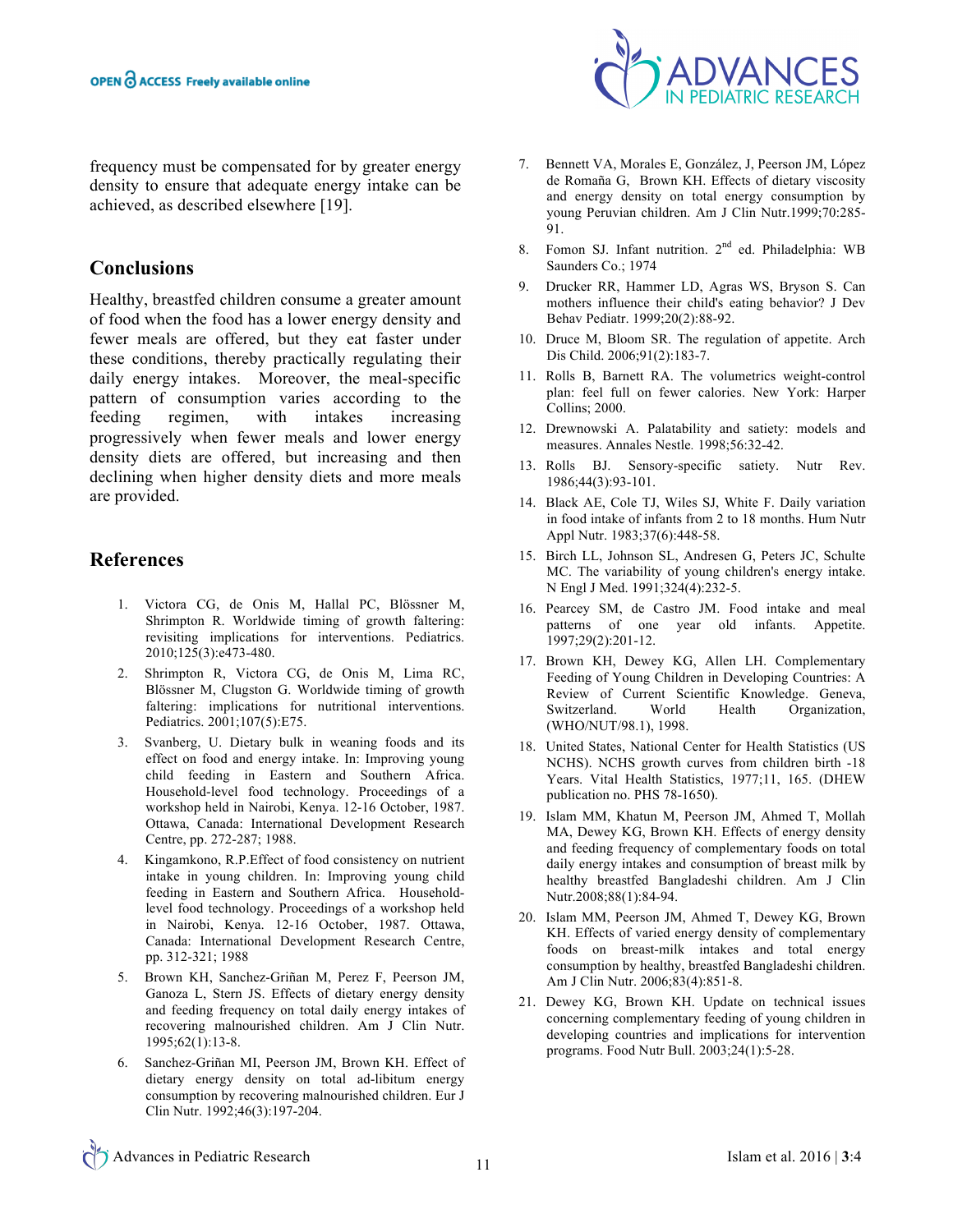frequency must be compensated for by greater energy density to ensure that adequate energy intake can be achieved, as described elsewhere [19].

## Conclusions

Healthy, breastfed children consume a greater amount of food when the food has a lower energy density and fewer meals are offered, but they eat faster under these conditions, thereby practically regulating their daily energy intakes. Moreover, the meal-specific pattern of consumption varies according to the feeding regimen, with intakes increasing progressively when fewer meals and lower energy density diets are offered, but increasing and then declining when higher density diets and more meals are provided.

## References

1. Victora CG, de Onis M, Hallal PC, Blössner M, Shrimpton R. Worldwide timing of growth faltering: revisiting implications for interventions. Pediatrics. 2010;125(3):e473-480.
2. Shrimpton R, Victora CG, de Onis M, Lima RC, Blössner M, Clugston G. Worldwide timing of growth faltering: implications for nutritional interventions. Pediatrics. 2001;107(5):E75.
3. Svanberg, U. Dietary bulk in weaning foods and its effect on food and energy intake. In: Improving young child feeding in Eastern and Southern Africa. Household-level food technology. Proceedings of a workshop held in Nairobi, Kenya. 12-16 October, 1987. Ottawa, Canada: International Development Research Centre, pp. 272-287; 1988.
4. Kingamkono, R.P.Effect of food consistency on nutrient intake in young children. In: Improving young child feeding in Eastern and Southern Africa. Household-level food technology. Proceedings of a workshop held in Nairobi, Kenya. 12-16 October, 1987. Ottawa, Canada: International Development Research Centre, pp. 312-321; 1988
5. Brown KH, Sanchez-Griñan M, Perez F, Peerson JM, Ganoza L, Stern JS. Effects of dietary energy density and feeding frequency on total daily energy intakes of recovering malnourished children. Am J Clin Nutr. 1995;62(1):13-8.
6. Sanchez-Griñan MI, Peerson JM, Brown KH. Effect of dietary energy density on total ad-libitum energy consumption by recovering malnourished children. Eur J Clin Nutr. 1992;46(3):197-204.
7. Bennett VA, Morales E, González, J, Peerson JM, López de Romaña G, Brown KH. Effects of dietary viscosity and energy density on total energy consumption by young Peruvian children. Am J Clin Nutr.1999;70:285-91.
8. Fomon SJ. Infant nutrition. 2nd ed. Philadelphia: WB Saunders Co.; 1974
9. Drucker RR, Hammer LD, Agras WS, Bryson S. Can mothers influence their child's eating behavior? J Dev Behav Pediatr. 1999;20(2):88-92.
10. Druce M, Bloom SR. The regulation of appetite. Arch Dis Child. 2006;91(2):183-7.
11. Rolls B, Barnett RA. The volumetrics weight-control plan: feel full on fewer calories. New York: Harper Collins; 2000.
12. Drewnowski A. Palatability and satiety: models and measures. Annales Nestle. 1998;56:32-42.
13. Rolls BJ. Sensory-specific satiety. Nutr Rev. 1986;44(3):93-101.
14. Black AE, Cole TJ, Wiles SJ, White F. Daily variation in food intake of infants from 2 to 18 months. Hum Nutr Appl Nutr. 1983;37(6):448-58.
15. Birch LL, Johnson SL, Andresen G, Peters JC, Schulte MC. The variability of young children's energy intake. N Engl J Med. 1991;324(4):232-5.
16. Pearcey SM, de Castro JM. Food intake and meal patterns of one year old infants. Appetite. 1997;29(2):201-12.
17. Brown KH, Dewey KG, Allen LH. Complementary Feeding of Young Children in Developing Countries: A Review of Current Scientific Knowledge. Geneva, Switzerland. World Health Organization, (WHO/NUT/98.1), 1998.
18. United States, National Center for Health Statistics (US NCHS). NCHS growth curves from children birth -18 Years. Vital Health Statistics, 1977;11, 165. (DHEW publication no. PHS 78-1650).
19. Islam MM, Khatun M, Peerson JM, Ahmed T, Mollah MA, Dewey KG, Brown KH. Effects of energy density and feeding frequency of complementary foods on total daily energy intakes and consumption of breast milk by healthy breastfed Bangladeshi children. Am J Clin Nutr.2008;88(1):84-94.
20. Islam MM, Peerson JM, Ahmed T, Dewey KG, Brown KH. Effects of varied energy density of complementary foods on breast-milk intakes and total energy consumption by healthy, breastfed Bangladeshi children. Am J Clin Nutr. 2006;83(4):851-8.
21. Dewey KG, Brown KH. Update on technical issues concerning complementary feeding of young children in developing countries and implications for intervention programs. Food Nutr Bull. 2003;24(1):5-28.